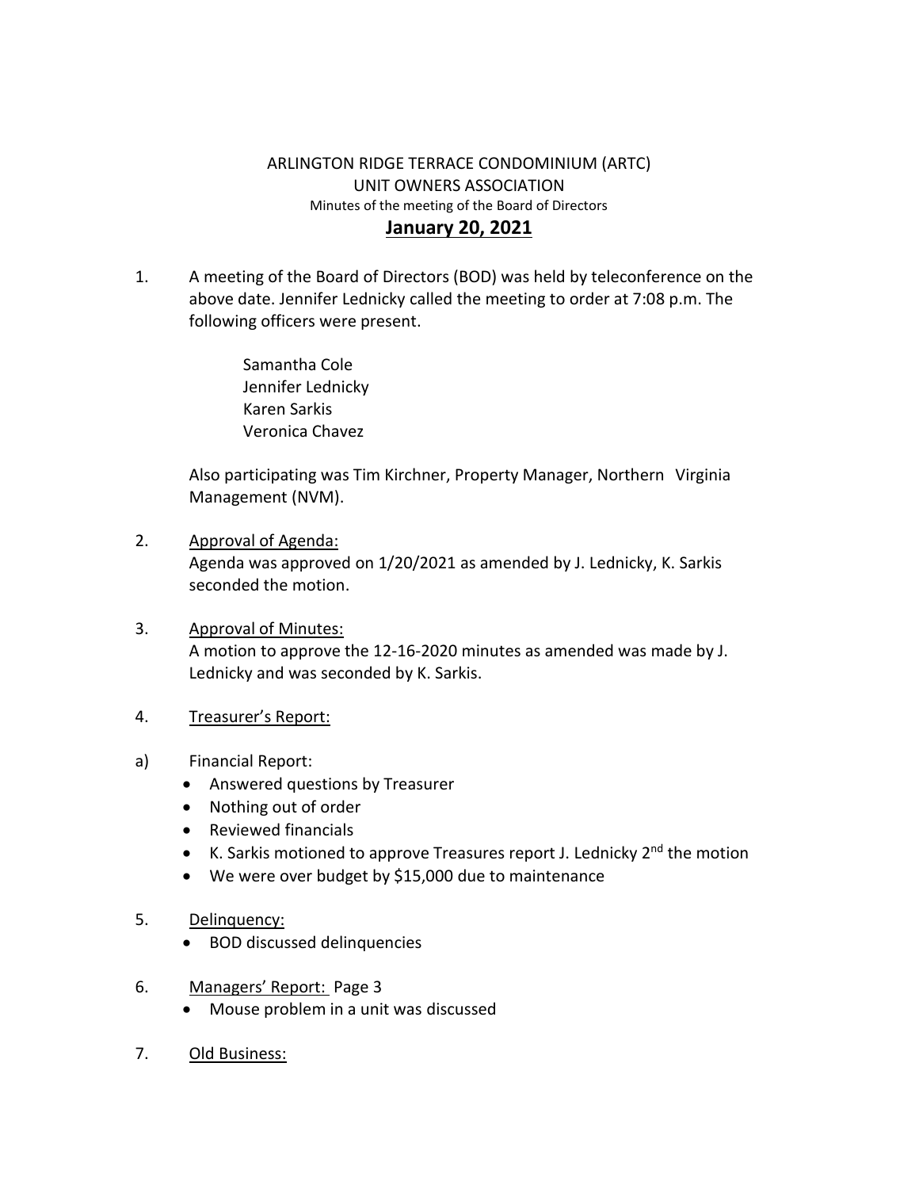ARLINGTON RIDGE TERRACE CONDOMINIUM (ARTC)
UNIT OWNERS ASSOCIATION
Minutes of the meeting of the Board of Directors

# January 20, 2021

1. A meeting of the Board of Directors (BOD) was held by teleconference on the above date. Jennifer Lednicky called the meeting to order at 7:08 p.m. The following officers were present.

   Samantha Cole
   Jennifer Lednicky
   Karen Sarkis
   Veronica Chavez

   Also participating was Tim Kirchner, Property Manager, Northern Virginia Management (NVM).

2. Approval of Agenda:
   Agenda was approved on 1/20/2021 as amended by J. Lednicky, K. Sarkis seconded the motion.

3. Approval of Minutes:
   A motion to approve the 12-16-2020 minutes as amended was made by J. Lednicky and was seconded by K. Sarkis.

4. Treasurer's Report:

a) Financial Report:
   - Answered questions by Treasurer
   - Nothing out of order
   - Reviewed financials
   - K. Sarkis motioned to approve Treasures report J. Lednicky 2nd the motion
   - We were over budget by $15,000 due to maintenance

5. Delinquency:
   - BOD discussed delinquencies

6. Managers' Report: Page 3
   - Mouse problem in a unit was discussed

7. Old Business: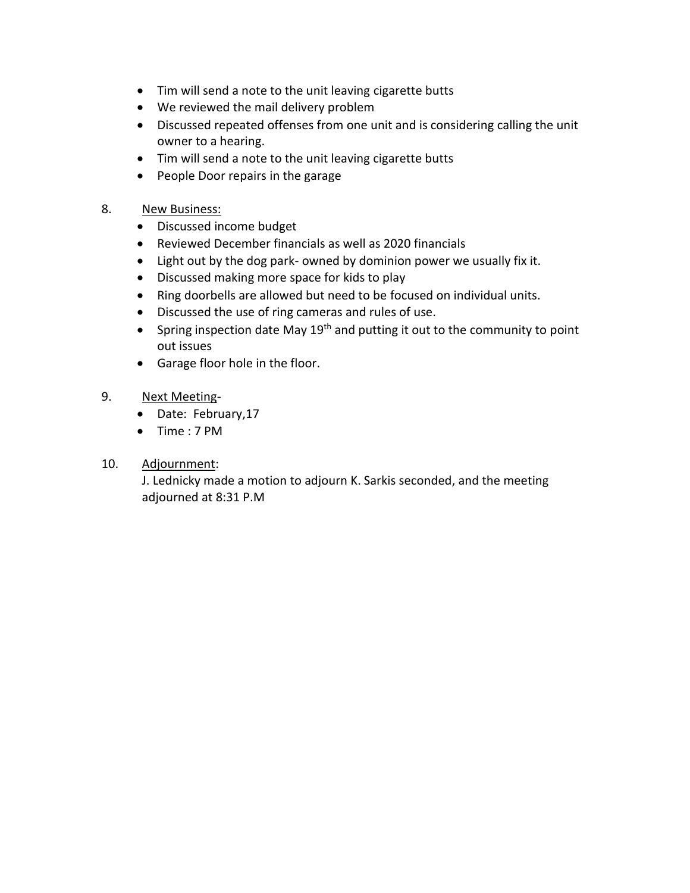- Tim will send a note to the unit leaving cigarette butts
- We reviewed the mail delivery problem
- Discussed repeated offenses from one unit and is considering calling the unit owner to a hearing.
- Tim will send a note to the unit leaving cigarette butts
- People Door repairs in the garage

8. New Business:
   - Discussed income budget
   - Reviewed December financials as well as 2020 financials
   - Light out by the dog park- owned by dominion power we usually fix it.
   - Discussed making more space for kids to play
   - Ring doorbells are allowed but need to be focused on individual units.
   - Discussed the use of ring cameras and rules of use.
   - Spring inspection date May 19th and putting it out to the community to point out issues
   - Garage floor hole in the floor.

9. Next Meeting-
   - Date: February,17
   - Time : 7 PM

10. Adjournment:
    J. Lednicky made a motion to adjourn K. Sarkis seconded, and the meeting adjourned at 8:31 P.M